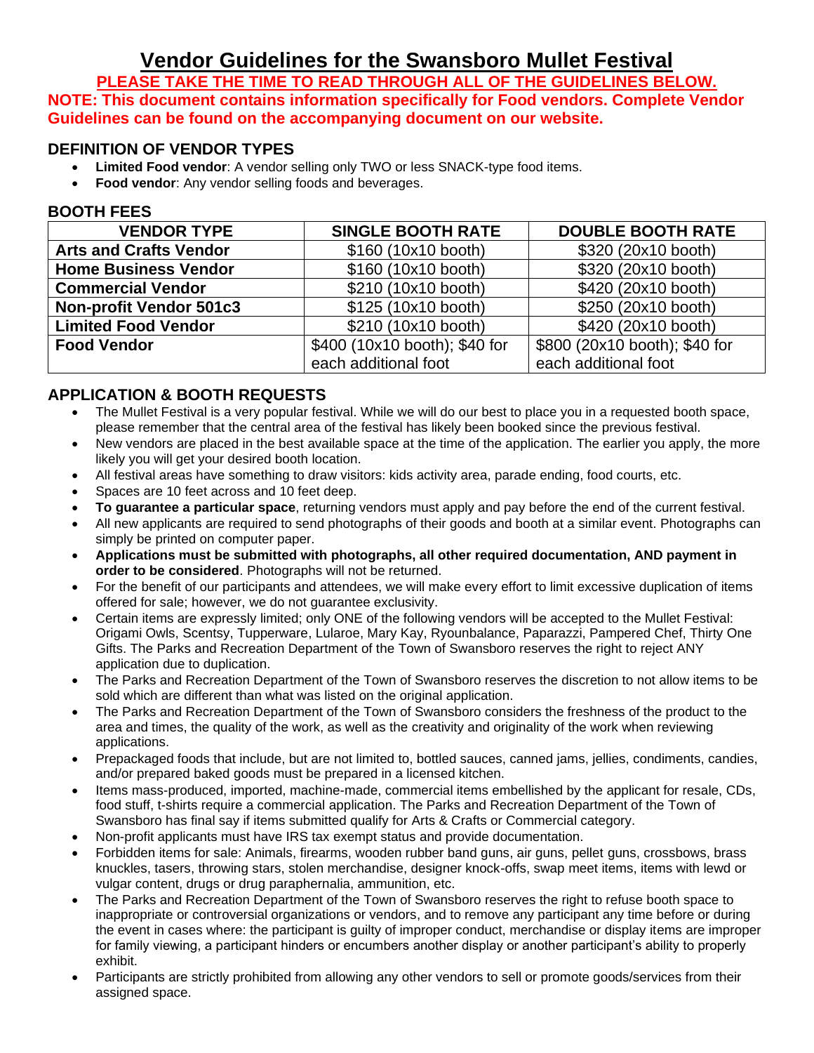# Vendor Guidelines for the Swansboro Mullet Festival

**PLEASE TAKE THE TIME TO READ THROUGH ALL OF THE GUIDELINES BELOW.**

**NOTE: This document contains information specifically for Food vendors. Complete Vendor Guidelines can be found on the accompanying document on our website.**

## DEFINITION OF VENDOR TYPES

- **Limited Food vendor**: A vendor selling only TWO or less SNACK-type food items.
- **Food vendor**: Any vendor selling foods and beverages.

## BOOTH FEES

| VENDOR TYPE | SINGLE BOOTH RATE | DOUBLE BOOTH RATE |
|---|---|---|
| **Arts and Crafts Vendor** | $160 (10x10 booth) | $320 (20x10 booth) |
| **Home Business Vendor** | $160 (10x10 booth) | $320 (20x10 booth) |
| **Commercial Vendor** | $210 (10x10 booth) | $420 (20x10 booth) |
| **Non-profit Vendor 501c3** | $125 (10x10 booth) | $250 (20x10 booth) |
| **Limited Food Vendor** | $210 (10x10 booth) | $420 (20x10 booth) |
| **Food Vendor** | $400 (10x10 booth); $40 for each additional foot | $800 (20x10 booth); $40 for each additional foot |

## APPLICATION & BOOTH REQUESTS

- The Mullet Festival is a very popular festival. While we will do our best to place you in a requested booth space, please remember that the central area of the festival has likely been booked since the previous festival.
- New vendors are placed in the best available space at the time of the application. The earlier you apply, the more likely you will get your desired booth location.
- All festival areas have something to draw visitors: kids activity area, parade ending, food courts, etc.
- Spaces are 10 feet across and 10 feet deep.
- **To guarantee a particular space**, returning vendors must apply and pay before the end of the current festival.
- All new applicants are required to send photographs of their goods and booth at a similar event. Photographs can simply be printed on computer paper.
- **Applications must be submitted with photographs, all other required documentation, AND payment in order to be considered**. Photographs will not be returned.
- For the benefit of our participants and attendees, we will make every effort to limit excessive duplication of items offered for sale; however, we do not guarantee exclusivity.
- Certain items are expressly limited; only ONE of the following vendors will be accepted to the Mullet Festival: Origami Owls, Scentsy, Tupperware, Lularoe, Mary Kay, Ryounbalance, Paparazzi, Pampered Chef, Thirty One Gifts. The Parks and Recreation Department of the Town of Swansboro reserves the right to reject ANY application due to duplication.
- The Parks and Recreation Department of the Town of Swansboro reserves the discretion to not allow items to be sold which are different than what was listed on the original application.
- The Parks and Recreation Department of the Town of Swansboro considers the freshness of the product to the area and times, the quality of the work, as well as the creativity and originality of the work when reviewing applications.
- Prepackaged foods that include, but are not limited to, bottled sauces, canned jams, jellies, condiments, candies, and/or prepared baked goods must be prepared in a licensed kitchen.
- Items mass-produced, imported, machine-made, commercial items embellished by the applicant for resale, CDs, food stuff, t-shirts require a commercial application. The Parks and Recreation Department of the Town of Swansboro has final say if items submitted qualify for Arts & Crafts or Commercial category.
- Non-profit applicants must have IRS tax exempt status and provide documentation.
- Forbidden items for sale: Animals, firearms, wooden rubber band guns, air guns, pellet guns, crossbows, brass knuckles, tasers, throwing stars, stolen merchandise, designer knock-offs, swap meet items, items with lewd or vulgar content, drugs or drug paraphernalia, ammunition, etc.
- The Parks and Recreation Department of the Town of Swansboro reserves the right to refuse booth space to inappropriate or controversial organizations or vendors, and to remove any participant any time before or during the event in cases where: the participant is guilty of improper conduct, merchandise or display items are improper for family viewing, a participant hinders or encumbers another display or another participant's ability to properly exhibit.
- Participants are strictly prohibited from allowing any other vendors to sell or promote goods/services from their assigned space.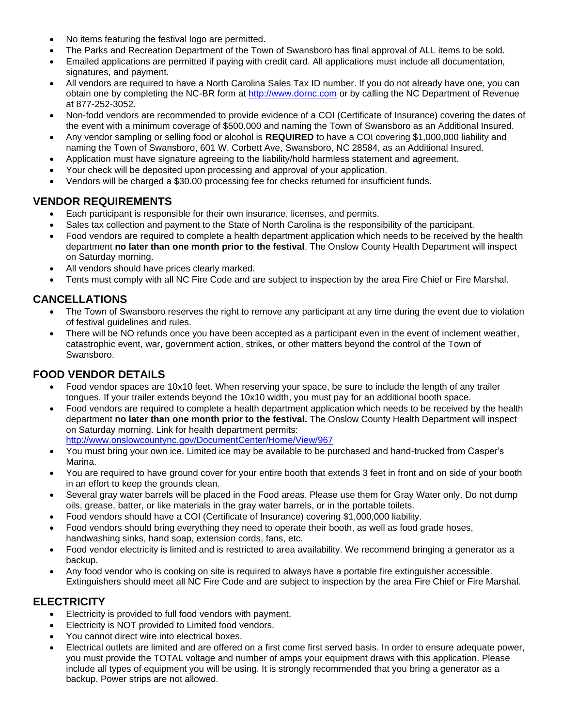- No items featuring the festival logo are permitted.
- The Parks and Recreation Department of the Town of Swansboro has final approval of ALL items to be sold.
- Emailed applications are permitted if paying with credit card. All applications must include all documentation, signatures, and payment.
- All vendors are required to have a North Carolina Sales Tax ID number. If you do not already have one, you can obtain one by completing the NC-BR form at [http://www.dornc.com](http://www.dornc.com) or by calling the NC Department of Revenue at 877-252-3052.
- Non-fodd vendors are recommended to provide evidence of a COI (Certificate of Insurance) covering the dates of the event with a minimum coverage of $500,000 and naming the Town of Swansboro as an Additional Insured.
- Any vendor sampling or selling food or alcohol is **REQUIRED** to have a COI covering $1,000,000 liability and naming the Town of Swansboro, 601 W. Corbett Ave, Swansboro, NC 28584, as an Additional Insured.
- Application must have signature agreeing to the liability/hold harmless statement and agreement.
- Your check will be deposited upon processing and approval of your application.
- Vendors will be charged a $30.00 processing fee for checks returned for insufficient funds.

## VENDOR REQUIREMENTS

- Each participant is responsible for their own insurance, licenses, and permits.
- Sales tax collection and payment to the State of North Carolina is the responsibility of the participant.
- Food vendors are required to complete a health department application which needs to be received by the health department **no later than one month prior to the festival**. The Onslow County Health Department will inspect on Saturday morning.
- All vendors should have prices clearly marked.
- Tents must comply with all NC Fire Code and are subject to inspection by the area Fire Chief or Fire Marshal.

## CANCELLATIONS

- The Town of Swansboro reserves the right to remove any participant at any time during the event due to violation of festival guidelines and rules.
- There will be NO refunds once you have been accepted as a participant even in the event of inclement weather, catastrophic event, war, government action, strikes, or other matters beyond the control of the Town of Swansboro.

## FOOD VENDOR DETAILS

- Food vendor spaces are 10x10 feet. When reserving your space, be sure to include the length of any trailer tongues. If your trailer extends beyond the 10x10 width, you must pay for an additional booth space.
- Food vendors are required to complete a health department application which needs to be received by the health department **no later than one month prior to the festival.** The Onslow County Health Department will inspect on Saturday morning. Link for health department permits: [http://www.onslowcountync.gov/DocumentCenter/Home/View/967](http://www.onslowcountync.gov/DocumentCenter/Home/View/967)
- You must bring your own ice. Limited ice may be available to be purchased and hand-trucked from Casper's Marina.
- You are required to have ground cover for your entire booth that extends 3 feet in front and on side of your booth in an effort to keep the grounds clean.
- Several gray water barrels will be placed in the Food areas. Please use them for Gray Water only. Do not dump oils, grease, batter, or like materials in the gray water barrels, or in the portable toilets.
- Food vendors should have a COI (Certificate of Insurance) covering $1,000,000 liability.
- Food vendors should bring everything they need to operate their booth, as well as food grade hoses, handwashing sinks, hand soap, extension cords, fans, etc.
- Food vendor electricity is limited and is restricted to area availability. We recommend bringing a generator as a backup.
- Any food vendor who is cooking on site is required to always have a portable fire extinguisher accessible. Extinguishers should meet all NC Fire Code and are subject to inspection by the area Fire Chief or Fire Marshal.

## ELECTRICITY

- Electricity is provided to full food vendors with payment.
- Electricity is NOT provided to Limited food vendors.
- You cannot direct wire into electrical boxes.
- Electrical outlets are limited and are offered on a first come first served basis. In order to ensure adequate power, you must provide the TOTAL voltage and number of amps your equipment draws with this application. Please include all types of equipment you will be using. It is strongly recommended that you bring a generator as a backup. Power strips are not allowed.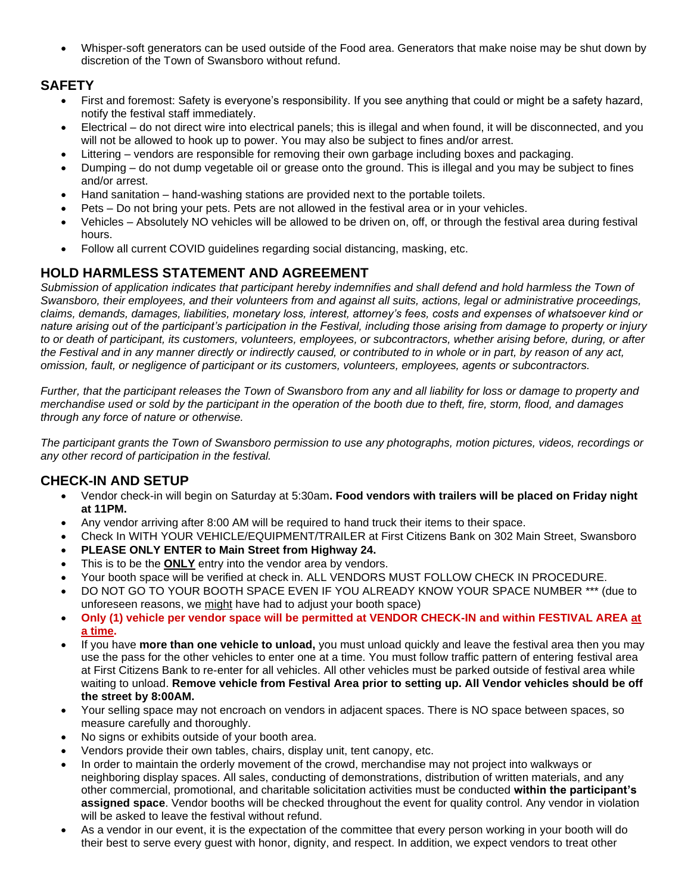- Whisper-soft generators can be used outside of the Food area. Generators that make noise may be shut down by discretion of the Town of Swansboro without refund.

## SAFETY

- First and foremost: Safety is everyone's responsibility. If you see anything that could or might be a safety hazard, notify the festival staff immediately.
- Electrical – do not direct wire into electrical panels; this is illegal and when found, it will be disconnected, and you will not be allowed to hook up to power. You may also be subject to fines and/or arrest.
- Littering – vendors are responsible for removing their own garbage including boxes and packaging.
- Dumping – do not dump vegetable oil or grease onto the ground. This is illegal and you may be subject to fines and/or arrest.
- Hand sanitation – hand-washing stations are provided next to the portable toilets.
- Pets – Do not bring your pets. Pets are not allowed in the festival area or in your vehicles.
- Vehicles – Absolutely NO vehicles will be allowed to be driven on, off, or through the festival area during festival hours.
- Follow all current COVID guidelines regarding social distancing, masking, etc.

## HOLD HARMLESS STATEMENT AND AGREEMENT

*Submission of application indicates that participant hereby indemnifies and shall defend and hold harmless the Town of Swansboro, their employees, and their volunteers from and against all suits, actions, legal or administrative proceedings, claims, demands, damages, liabilities, monetary loss, interest, attorney's fees, costs and expenses of whatsoever kind or nature arising out of the participant's participation in the Festival, including those arising from damage to property or injury to or death of participant, its customers, volunteers, employees, or subcontractors, whether arising before, during, or after the Festival and in any manner directly or indirectly caused, or contributed to in whole or in part, by reason of any act, omission, fault, or negligence of participant or its customers, volunteers, employees, agents or subcontractors.*

*Further, that the participant releases the Town of Swansboro from any and all liability for loss or damage to property and merchandise used or sold by the participant in the operation of the booth due to theft, fire, storm, flood, and damages through any force of nature or otherwise.*

*The participant grants the Town of Swansboro permission to use any photographs, motion pictures, videos, recordings or any other record of participation in the festival.*

## CHECK-IN AND SETUP

- Vendor check-in will begin on Saturday at 5:30am**. Food vendors with trailers will be placed on Friday night at 11PM.**
- Any vendor arriving after 8:00 AM will be required to hand truck their items to their space.
- Check In WITH YOUR VEHICLE/EQUIPMENT/TRAILER at First Citizens Bank on 302 Main Street, Swansboro
- **PLEASE ONLY ENTER to Main Street from Highway 24.**
- This is to be the **ONLY** entry into the vendor area by vendors.
- Your booth space will be verified at check in. ALL VENDORS MUST FOLLOW CHECK IN PROCEDURE.
- DO NOT GO TO YOUR BOOTH SPACE EVEN IF YOU ALREADY KNOW YOUR SPACE NUMBER *** (due to unforeseen reasons, we might have had to adjust your booth space)
- **Only (1) vehicle per vendor space will be permitted at VENDOR CHECK-IN and within FESTIVAL AREA at a time.**
- If you have **more than one vehicle to unload,** you must unload quickly and leave the festival area then you may use the pass for the other vehicles to enter one at a time. You must follow traffic pattern of entering festival area at First Citizens Bank to re-enter for all vehicles. All other vehicles must be parked outside of festival area while waiting to unload. **Remove vehicle from Festival Area prior to setting up. All Vendor vehicles should be off the street by 8:00AM.**
- Your selling space may not encroach on vendors in adjacent spaces. There is NO space between spaces, so measure carefully and thoroughly.
- No signs or exhibits outside of your booth area.
- Vendors provide their own tables, chairs, display unit, tent canopy, etc.
- In order to maintain the orderly movement of the crowd, merchandise may not project into walkways or neighboring display spaces. All sales, conducting of demonstrations, distribution of written materials, and any other commercial, promotional, and charitable solicitation activities must be conducted **within the participant's assigned space**. Vendor booths will be checked throughout the event for quality control. Any vendor in violation will be asked to leave the festival without refund.
- As a vendor in our event, it is the expectation of the committee that every person working in your booth will do their best to serve every guest with honor, dignity, and respect. In addition, we expect vendors to treat other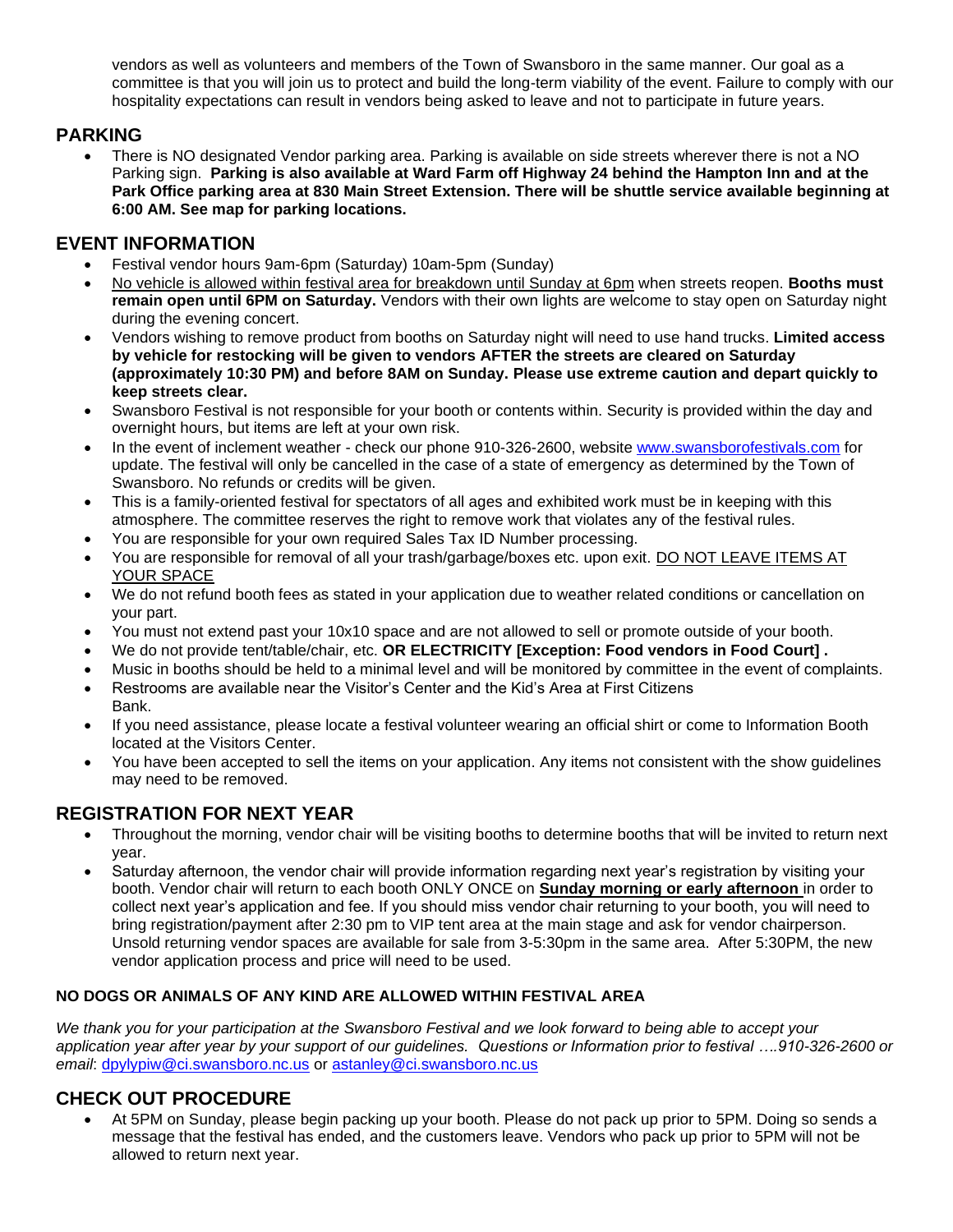vendors as well as volunteers and members of the Town of Swansboro in the same manner. Our goal as a committee is that you will join us to protect and build the long-term viability of the event. Failure to comply with our hospitality expectations can result in vendors being asked to leave and not to participate in future years.

## PARKING

- There is NO designated Vendor parking area. Parking is available on side streets wherever there is not a NO Parking sign. **Parking is also available at Ward Farm off Highway 24 behind the Hampton Inn and at the Park Office parking area at 830 Main Street Extension. There will be shuttle service available beginning at 6:00 AM. See map for parking locations.**

## EVENT INFORMATION

- Festival vendor hours 9am-6pm (Saturday) 10am-5pm (Sunday)
- <u>No vehicle is allowed within festival area for breakdown until Sunday at 6pm</u> when streets reopen. **Booths must remain open until 6PM on Saturday.** Vendors with their own lights are welcome to stay open on Saturday night during the evening concert.
- Vendors wishing to remove product from booths on Saturday night will need to use hand trucks. **Limited access by vehicle for restocking will be given to vendors AFTER the streets are cleared on Saturday (approximately 10:30 PM) and before 8AM on Sunday. Please use extreme caution and depart quickly to keep streets clear.**
- Swansboro Festival is not responsible for your booth or contents within. Security is provided within the day and overnight hours, but items are left at your own risk.
- In the event of inclement weather - check our phone 910-326-2600, website [www.swansborofestivals.com](http://www.swansborofestivals.com) for update. The festival will only be cancelled in the case of a state of emergency as determined by the Town of Swansboro. No refunds or credits will be given.
- This is a family-oriented festival for spectators of all ages and exhibited work must be in keeping with this atmosphere. The committee reserves the right to remove work that violates any of the festival rules.
- You are responsible for your own required Sales Tax ID Number processing.
- You are responsible for removal of all your trash/garbage/boxes etc. upon exit. <u>DO NOT LEAVE ITEMS AT YOUR SPACE</u>
- We do not refund booth fees as stated in your application due to weather related conditions or cancellation on your part.
- You must not extend past your 10x10 space and are not allowed to sell or promote outside of your booth.
- We do not provide tent/table/chair, etc. **OR ELECTRICITY [Exception: Food vendors in Food Court] .**
- Music in booths should be held to a minimal level and will be monitored by committee in the event of complaints.
- Restrooms are available near the Visitor's Center and the Kid's Area at First Citizens Bank.
- If you need assistance, please locate a festival volunteer wearing an official shirt or come to Information Booth located at the Visitors Center.
- You have been accepted to sell the items on your application. Any items not consistent with the show guidelines may need to be removed.

## REGISTRATION FOR NEXT YEAR

- Throughout the morning, vendor chair will be visiting booths to determine booths that will be invited to return next year.
- Saturday afternoon, the vendor chair will provide information regarding next year's registration by visiting your booth. Vendor chair will return to each booth ONLY ONCE on **<u>Sunday morning or early afternoon</u>** in order to collect next year's application and fee. If you should miss vendor chair returning to your booth, you will need to bring registration/payment after 2:30 pm to VIP tent area at the main stage and ask for vendor chairperson. Unsold returning vendor spaces are available for sale from 3-5:30pm in the same area. After 5:30PM, the new vendor application process and price will need to be used.

**NO DOGS OR ANIMALS OF ANY KIND ARE ALLOWED WITHIN FESTIVAL AREA**

*We thank you for your participation at the Swansboro Festival and we look forward to being able to accept your application year after year by your support of our guidelines. Questions or Information prior to festival ….910-326-2600 or email*: [dpylypiw@ci.swansboro.nc.us](mailto:dpylypiw@ci.swansboro.nc.us) or [astanley@ci.swansboro.nc.us](mailto:astanley@ci.swansboro.nc.us)

## CHECK OUT PROCEDURE

- At 5PM on Sunday, please begin packing up your booth. Please do not pack up prior to 5PM. Doing so sends a message that the festival has ended, and the customers leave. Vendors who pack up prior to 5PM will not be allowed to return next year.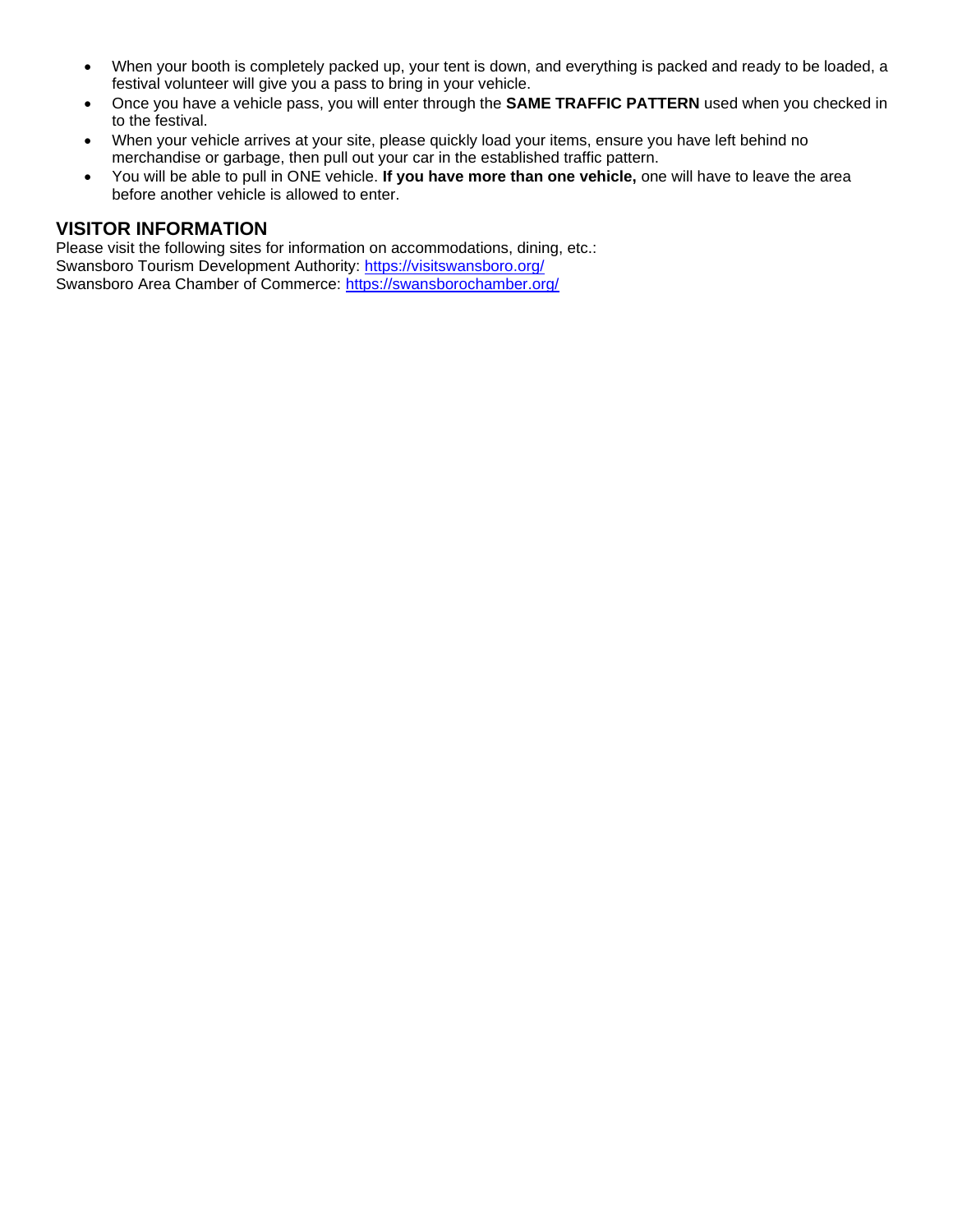- When your booth is completely packed up, your tent is down, and everything is packed and ready to be loaded, a festival volunteer will give you a pass to bring in your vehicle.
- Once you have a vehicle pass, you will enter through the **SAME TRAFFIC PATTERN** used when you checked in to the festival.
- When your vehicle arrives at your site, please quickly load your items, ensure you have left behind no merchandise or garbage, then pull out your car in the established traffic pattern.
- You will be able to pull in ONE vehicle. **If you have more than one vehicle,** one will have to leave the area before another vehicle is allowed to enter.

## VISITOR INFORMATION

Please visit the following sites for information on accommodations, dining, etc.:
Swansboro Tourism Development Authority: https://visitswansboro.org/
Swansboro Area Chamber of Commerce: https://swansborochamber.org/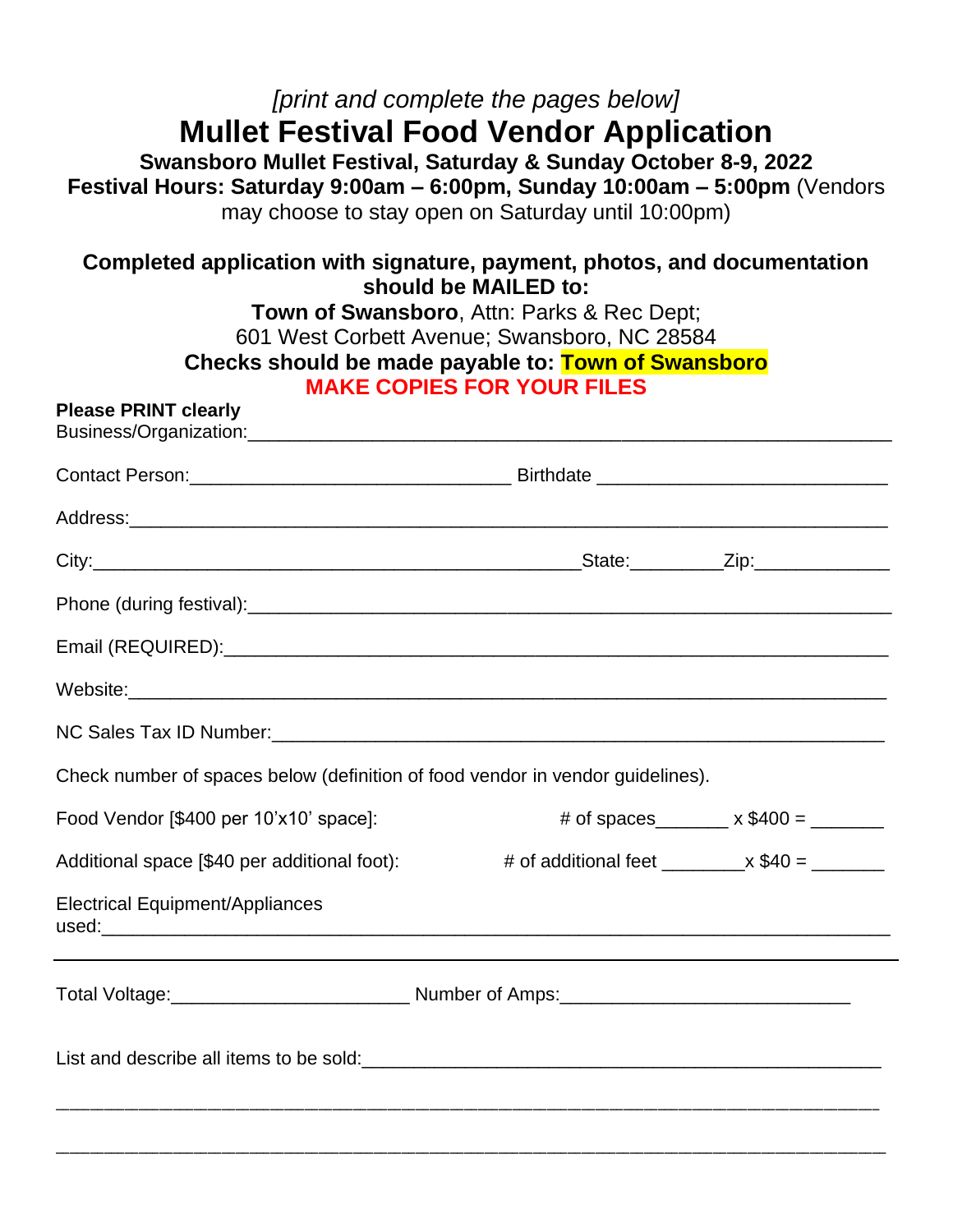*[print and complete the pages below]*

# Mullet Festival Food Vendor Application

**Swansboro Mullet Festival, Saturday & Sunday October 8-9, 2022**

**Festival Hours: Saturday 9:00am – 6:00pm, Sunday 10:00am – 5:00pm** (Vendors may choose to stay open on Saturday until 10:00pm)

**Completed application with signature, payment, photos, and documentation should be MAILED to:**

**Town of Swansboro**, Attn: Parks & Rec Dept;
601 West Corbett Avenue; Swansboro, NC 28584

**Checks should be made payable to: Town of Swansboro**

**MAKE COPIES FOR YOUR FILES**

**Please PRINT clearly**

Business/Organization:______________________________________________________________

Contact Person:______________________________ Birthdate ___________________________

Address:_________________________________________________________________________

City:______________________________________________State:_________Zip:_____________

Phone (during festival):______________________________________________________________

Email (REQUIRED):__________________________________________________________________

Website:_________________________________________________________________________

NC Sales Tax ID Number:_____________________________________________________________

Check number of spaces below (definition of food vendor in vendor guidelines).

Food Vendor [$400 per 10'x10' space]: # of spaces_______ x $400 = _______

Additional space [$40 per additional foot): # of additional feet ________x $40 = _______

Electrical Equipment/Appliances used:___________________________________________________________________________

_____________________________________________________________________________________

Total Voltage:______________________ Number of Amps:___________________________

List and describe all items to be sold:___________________________________________________

_____________________________________________________________________________________

_____________________________________________________________________________________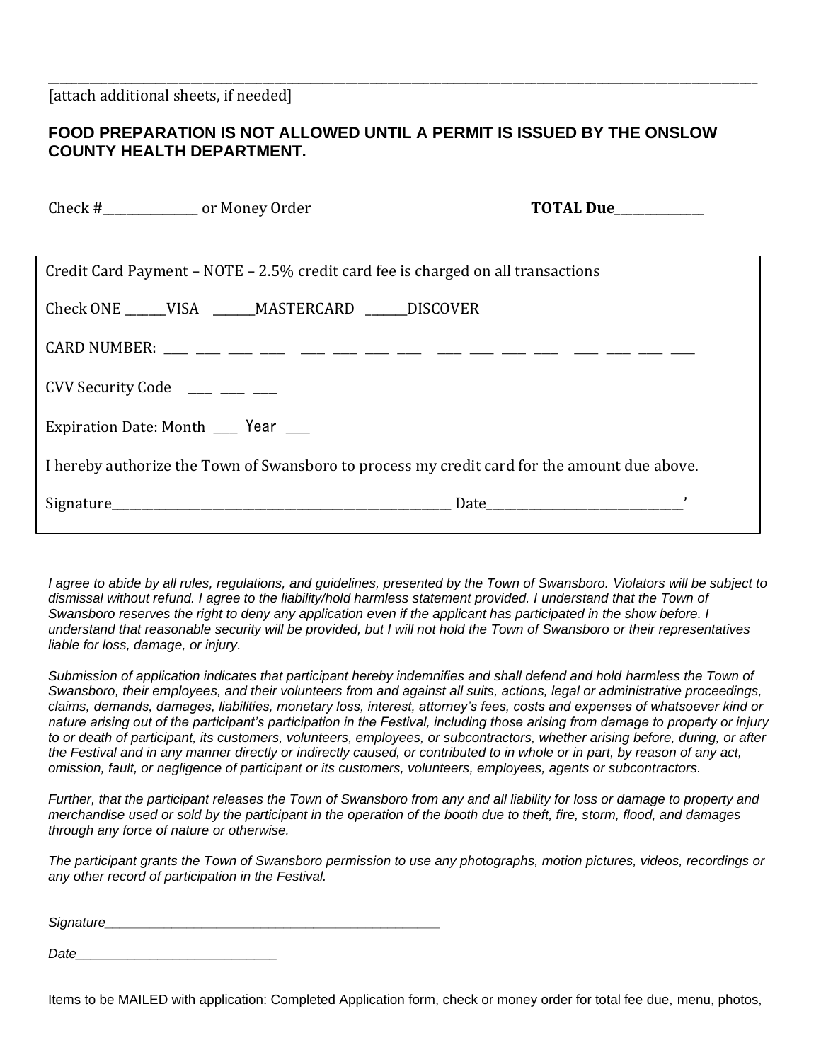______________________________________________________________________________________________________

[attach additional sheets, if needed]

**FOOD PREPARATION IS NOT ALLOWED UNTIL A PERMIT IS ISSUED BY THE ONSLOW COUNTY HEALTH DEPARTMENT.**

Check #_______________ or Money Order **TOTAL Due______________**

Credit Card Payment – NOTE – 2.5% credit card fee is charged on all transactions

Check ONE ______VISA ______MASTERCARD ______DISCOVER

CARD NUMBER: ___ ___ ___ ___ ___ ___ ___ ___ ___ ___ ___ ___ ___ ___ ___ ___

CVV Security Code ___ ___ ___

Expiration Date: Month ___ Year ___

I hereby authorize the Town of Swansboro to process my credit card for the amount due above.

Signature_______________________________________________ Date____________________________'

*I agree to abide by all rules, regulations, and guidelines, presented by the Town of Swansboro. Violators will be subject to dismissal without refund. I agree to the liability/hold harmless statement provided. I understand that the Town of Swansboro reserves the right to deny any application even if the applicant has participated in the show before. I understand that reasonable security will be provided, but I will not hold the Town of Swansboro or their representatives liable for loss, damage, or injury.*

*Submission of application indicates that participant hereby indemnifies and shall defend and hold harmless the Town of Swansboro, their employees, and their volunteers from and against all suits, actions, legal or administrative proceedings, claims, demands, damages, liabilities, monetary loss, interest, attorney's fees, costs and expenses of whatsoever kind or nature arising out of the participant's participation in the Festival, including those arising from damage to property or injury to or death of participant, its customers, volunteers, employees, or subcontractors, whether arising before, during, or after the Festival and in any manner directly or indirectly caused, or contributed to in whole or in part, by reason of any act, omission, fault, or negligence of participant or its customers, volunteers, employees, agents or subcontractors.*

*Further, that the participant releases the Town of Swansboro from any and all liability for loss or damage to property and merchandise used or sold by the participant in the operation of the booth due to theft, fire, storm, flood, and damages through any force of nature or otherwise.*

*The participant grants the Town of Swansboro permission to use any photographs, motion pictures, videos, recordings or any other record of participation in the Festival.*

*Signature_______________________________________________*

*Date___________________________*

Items to be MAILED with application: Completed Application form, check or money order for total fee due, menu, photos,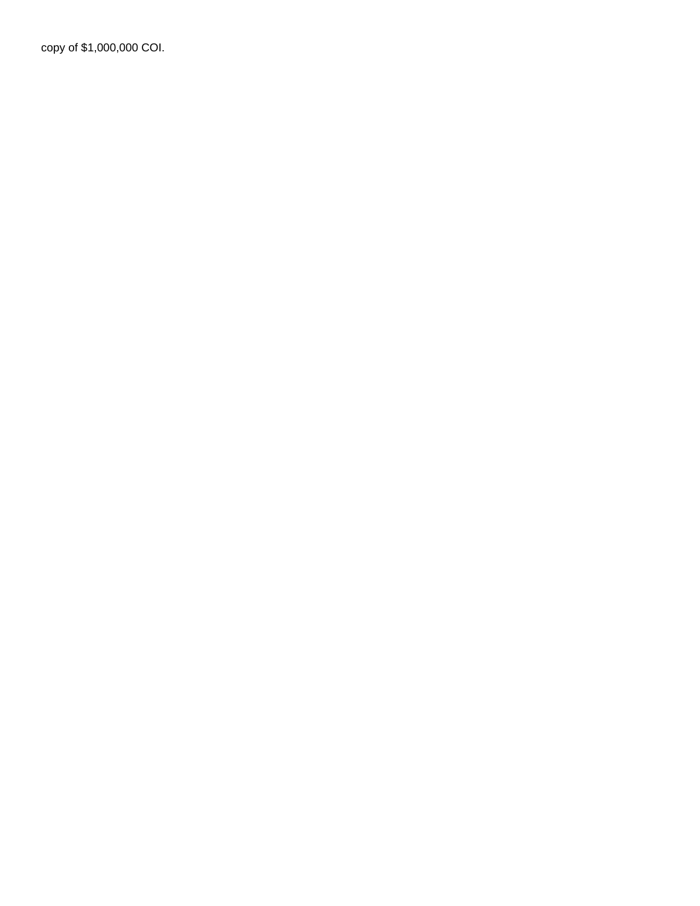copy of $1,000,000 COI.